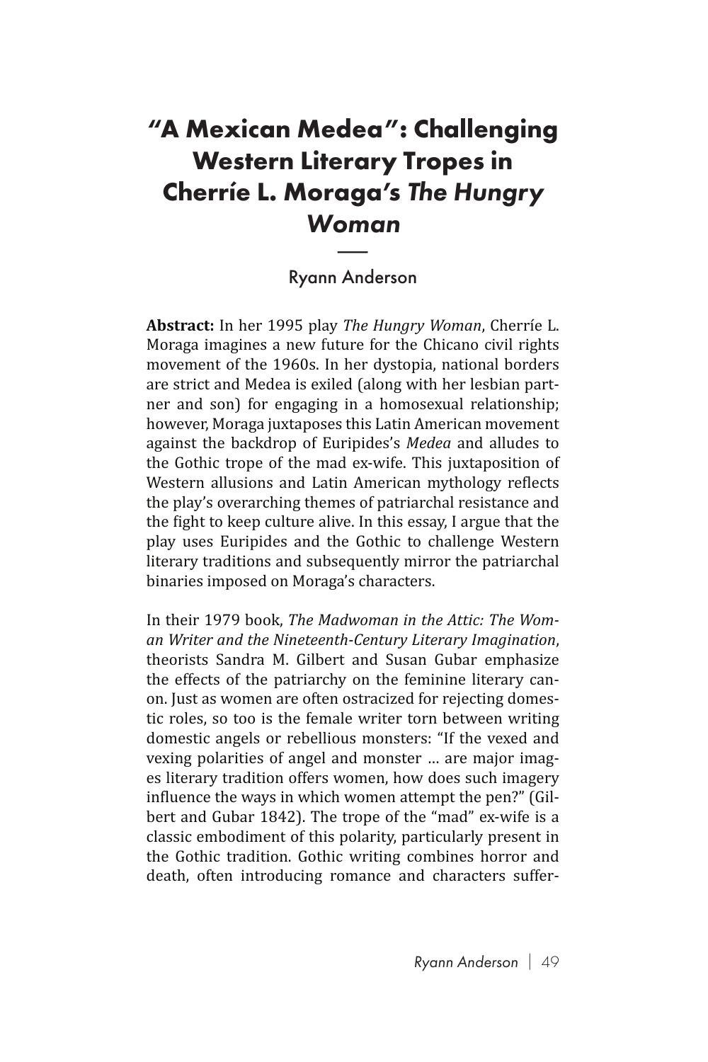# "A Mexican Medea": Challenging Western Literary Tropes in Cherríe L. Moraga's *The Hungry Woman*

Ryann Anderson

**Abstract:** In her 1995 play *The Hungry Woman*, Cherríe L. Moraga imagines a new future for the Chicano civil rights movement of the 1960s. In her dystopia, national borders are strict and Medea is exiled (along with her lesbian partner and son) for engaging in a homosexual relationship; however, Moraga juxtaposes this Latin American movement against the backdrop of Euripides's *Medea* and alludes to the Gothic trope of the mad ex-wife. This juxtaposition of Western allusions and Latin American mythology reflects the play's overarching themes of patriarchal resistance and the fight to keep culture alive. In this essay, I argue that the play uses Euripides and the Gothic to challenge Western literary traditions and subsequently mirror the patriarchal binaries imposed on Moraga's characters.

In their 1979 book, *The Madwoman in the Attic: The Woman Writer and the Nineteenth-Century Literary Imagination*, theorists Sandra M. Gilbert and Susan Gubar emphasize the effects of the patriarchy on the feminine literary canon. Just as women are often ostracized for rejecting domestic roles, so too is the female writer torn between writing domestic angels or rebellious monsters: "If the vexed and vexing polarities of angel and monster … are major images literary tradition offers women, how does such imagery influence the ways in which women attempt the pen?" (Gilbert and Gubar 1842). The trope of the "mad" ex-wife is a classic embodiment of this polarity, particularly present in the Gothic tradition. Gothic writing combines horror and death, often introducing romance and characters suffer-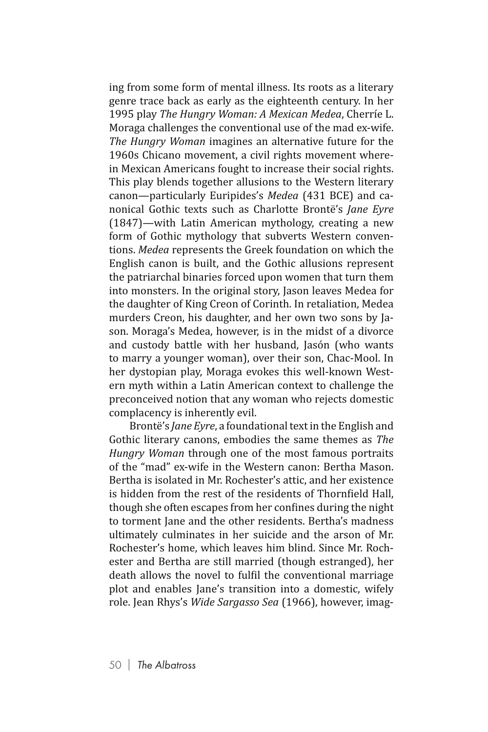ing from some form of mental illness. Its roots as a literary genre trace back as early as the eighteenth century. In her 1995 play *The Hungry Woman: A Mexican Medea*, Cherríe L. Moraga challenges the conventional use of the mad ex-wife. *The Hungry Woman* imagines an alternative future for the 1960s Chicano movement, a civil rights movement wherein Mexican Americans fought to increase their social rights. This play blends together allusions to the Western literary canon—particularly Euripides's *Medea* (431 BCE) and canonical Gothic texts such as Charlotte Brontë's *Jane Eyre* (1847)—with Latin American mythology, creating a new form of Gothic mythology that subverts Western conventions. *Medea* represents the Greek foundation on which the English canon is built, and the Gothic allusions represent the patriarchal binaries forced upon women that turn them into monsters. In the original story, Jason leaves Medea for the daughter of King Creon of Corinth. In retaliation, Medea murders Creon, his daughter, and her own two sons by Jason. Moraga's Medea, however, is in the midst of a divorce and custody battle with her husband, Jasón (who wants to marry a younger woman), over their son, Chac-Mool. In her dystopian play, Moraga evokes this well-known Western myth within a Latin American context to challenge the preconceived notion that any woman who rejects domestic complacency is inherently evil.

Brontë's *Jane Eyre*, a foundational text in the English and Gothic literary canons, embodies the same themes as *The Hungry Woman* through one of the most famous portraits of the "mad" ex-wife in the Western canon: Bertha Mason. Bertha is isolated in Mr. Rochester's attic, and her existence is hidden from the rest of the residents of Thornfield Hall, though she often escapes from her confines during the night to torment Jane and the other residents. Bertha's madness ultimately culminates in her suicide and the arson of Mr. Rochester's home, which leaves him blind. Since Mr. Rochester and Bertha are still married (though estranged), her death allows the novel to fulfil the conventional marriage plot and enables Jane's transition into a domestic, wifely role. Jean Rhys's *Wide Sargasso Sea* (1966), however, imag-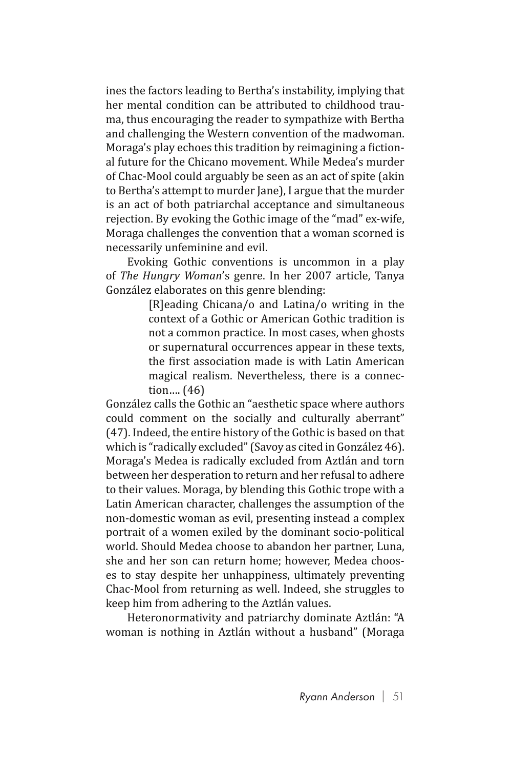ines the factors leading to Bertha's instability, implying that her mental condition can be attributed to childhood trauma, thus encouraging the reader to sympathize with Bertha and challenging the Western convention of the madwoman. Moraga's play echoes this tradition by reimagining a fictional future for the Chicano movement. While Medea's murder of Chac-Mool could arguably be seen as an act of spite (akin to Bertha's attempt to murder Jane), I argue that the murder is an act of both patriarchal acceptance and simultaneous rejection. By evoking the Gothic image of the "mad" ex-wife, Moraga challenges the convention that a woman scorned is necessarily unfeminine and evil.

Evoking Gothic conventions is uncommon in a play of *The Hungry Woman*'s genre. In her 2007 article, Tanya González elaborates on this genre blending:

> [R]eading Chicana/o and Latina/o writing in the context of a Gothic or American Gothic tradition is not a common practice. In most cases, when ghosts or supernatural occurrences appear in these texts, the first association made is with Latin American magical realism. Nevertheless, there is a connection…. (46)

González calls the Gothic an "aesthetic space where authors could comment on the socially and culturally aberrant" (47). Indeed, the entire history of the Gothic is based on that which is "radically excluded" (Savoy as cited in González 46). Moraga's Medea is radically excluded from Aztlán and torn between her desperation to return and her refusal to adhere to their values. Moraga, by blending this Gothic trope with a Latin American character, challenges the assumption of the non-domestic woman as evil, presenting instead a complex portrait of a women exiled by the dominant socio-political world. Should Medea choose to abandon her partner, Luna, she and her son can return home; however, Medea chooses to stay despite her unhappiness, ultimately preventing Chac-Mool from returning as well. Indeed, she struggles to keep him from adhering to the Aztlán values.

Heteronormativity and patriarchy dominate Aztlán: "A woman is nothing in Aztlán without a husband" (Moraga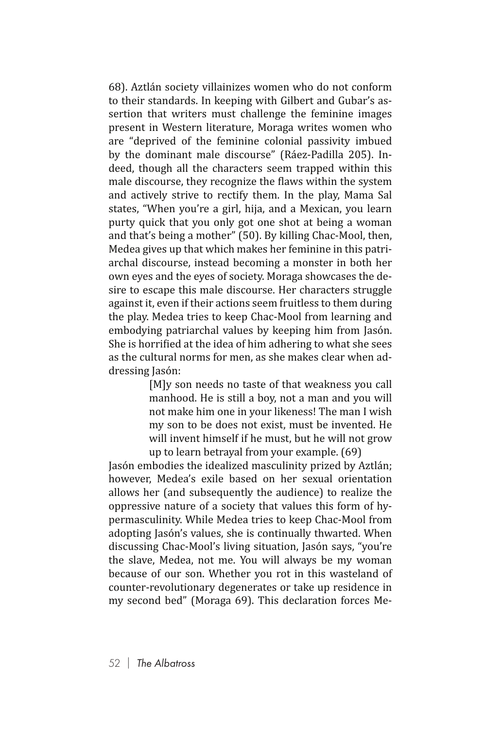68). Aztlán society villainizes women who do not conform to their standards. In keeping with Gilbert and Gubar's assertion that writers must challenge the feminine images present in Western literature, Moraga writes women who are "deprived of the feminine colonial passivity imbued by the dominant male discourse" (Ráez-Padilla 205). Indeed, though all the characters seem trapped within this male discourse, they recognize the flaws within the system and actively strive to rectify them. In the play, Mama Sal states, "When you're a girl, hija, and a Mexican, you learn purty quick that you only got one shot at being a woman and that's being a mother" (50). By killing Chac-Mool, then, Medea gives up that which makes her feminine in this patriarchal discourse, instead becoming a monster in both her own eyes and the eyes of society. Moraga showcases the desire to escape this male discourse. Her characters struggle against it, even if their actions seem fruitless to them during the play. Medea tries to keep Chac-Mool from learning and embodying patriarchal values by keeping him from Jasón. She is horrified at the idea of him adhering to what she sees as the cultural norms for men, as she makes clear when addressing Jasón:

> [M]y son needs no taste of that weakness you call manhood. He is still a boy, not a man and you will not make him one in your likeness! The man I wish my son to be does not exist, must be invented. He will invent himself if he must, but he will not grow up to learn betrayal from your example. (69)

Jasón embodies the idealized masculinity prized by Aztlán; however, Medea's exile based on her sexual orientation allows her (and subsequently the audience) to realize the oppressive nature of a society that values this form of hypermasculinity. While Medea tries to keep Chac-Mool from adopting Jasón's values, she is continually thwarted. When discussing Chac-Mool's living situation, Jasón says, "you're the slave, Medea, not me. You will always be my woman because of our son. Whether you rot in this wasteland of counter-revolutionary degenerates or take up residence in my second bed" (Moraga 69). This declaration forces Me-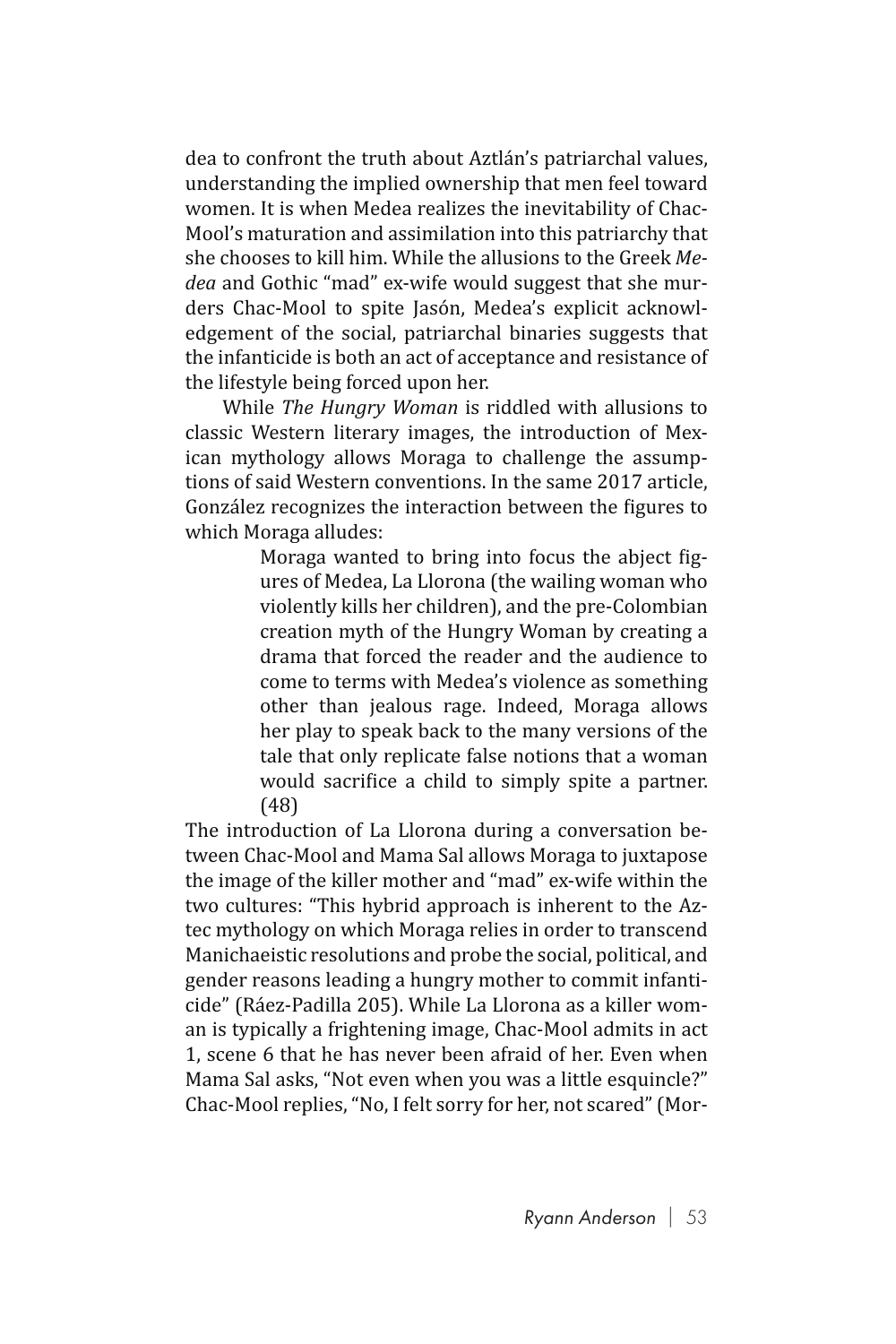dea to confront the truth about Aztlán's patriarchal values, understanding the implied ownership that men feel toward women. It is when Medea realizes the inevitability of Chac-Mool's maturation and assimilation into this patriarchy that she chooses to kill him. While the allusions to the Greek *Medea* and Gothic "mad" ex-wife would suggest that she murders Chac-Mool to spite Jasón, Medea's explicit acknowledgement of the social, patriarchal binaries suggests that the infanticide is both an act of acceptance and resistance of the lifestyle being forced upon her.

While *The Hungry Woman* is riddled with allusions to classic Western literary images, the introduction of Mexican mythology allows Moraga to challenge the assumptions of said Western conventions. In the same 2017 article, González recognizes the interaction between the figures to which Moraga alludes:

> Moraga wanted to bring into focus the abject figures of Medea, La Llorona (the wailing woman who violently kills her children), and the pre-Colombian creation myth of the Hungry Woman by creating a drama that forced the reader and the audience to come to terms with Medea's violence as something other than jealous rage. Indeed, Moraga allows her play to speak back to the many versions of the tale that only replicate false notions that a woman would sacrifice a child to simply spite a partner. (48)

The introduction of La Llorona during a conversation between Chac-Mool and Mama Sal allows Moraga to juxtapose the image of the killer mother and "mad" ex-wife within the two cultures: "This hybrid approach is inherent to the Aztec mythology on which Moraga relies in order to transcend Manichaeistic resolutions and probe the social, political, and gender reasons leading a hungry mother to commit infanticide" (Ráez-Padilla 205). While La Llorona as a killer woman is typically a frightening image, Chac-Mool admits in act 1, scene 6 that he has never been afraid of her. Even when Mama Sal asks, "Not even when you was a little esquincle?" Chac-Mool replies, "No, I felt sorry for her, not scared" (Mor-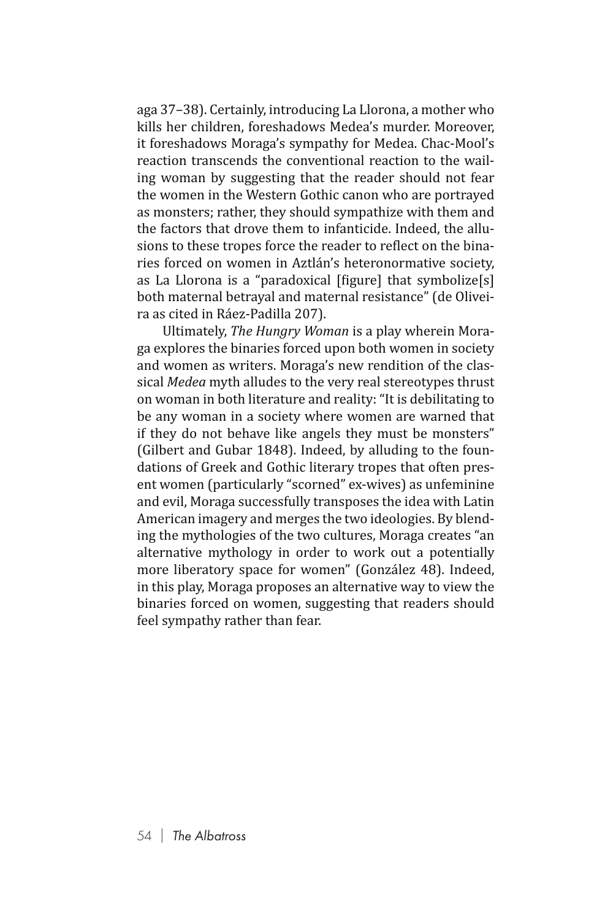aga 37–38). Certainly, introducing La Llorona, a mother who kills her children, foreshadows Medea's murder. Moreover, it foreshadows Moraga's sympathy for Medea. Chac-Mool's reaction transcends the conventional reaction to the wailing woman by suggesting that the reader should not fear the women in the Western Gothic canon who are portrayed as monsters; rather, they should sympathize with them and the factors that drove them to infanticide. Indeed, the allusions to these tropes force the reader to reflect on the binaries forced on women in Aztlán's heteronormative society, as La Llorona is a "paradoxical [figure] that symbolize[s] both maternal betrayal and maternal resistance" (de Oliveira as cited in Ráez-Padilla 207).

Ultimately, *The Hungry Woman* is a play wherein Moraga explores the binaries forced upon both women in society and women as writers. Moraga's new rendition of the classical *Medea* myth alludes to the very real stereotypes thrust on woman in both literature and reality: "It is debilitating to be any woman in a society where women are warned that if they do not behave like angels they must be monsters" (Gilbert and Gubar 1848). Indeed, by alluding to the foundations of Greek and Gothic literary tropes that often present women (particularly "scorned" ex-wives) as unfeminine and evil, Moraga successfully transposes the idea with Latin American imagery and merges the two ideologies. By blending the mythologies of the two cultures, Moraga creates "an alternative mythology in order to work out a potentially more liberatory space for women" (González 48). Indeed, in this play, Moraga proposes an alternative way to view the binaries forced on women, suggesting that readers should feel sympathy rather than fear.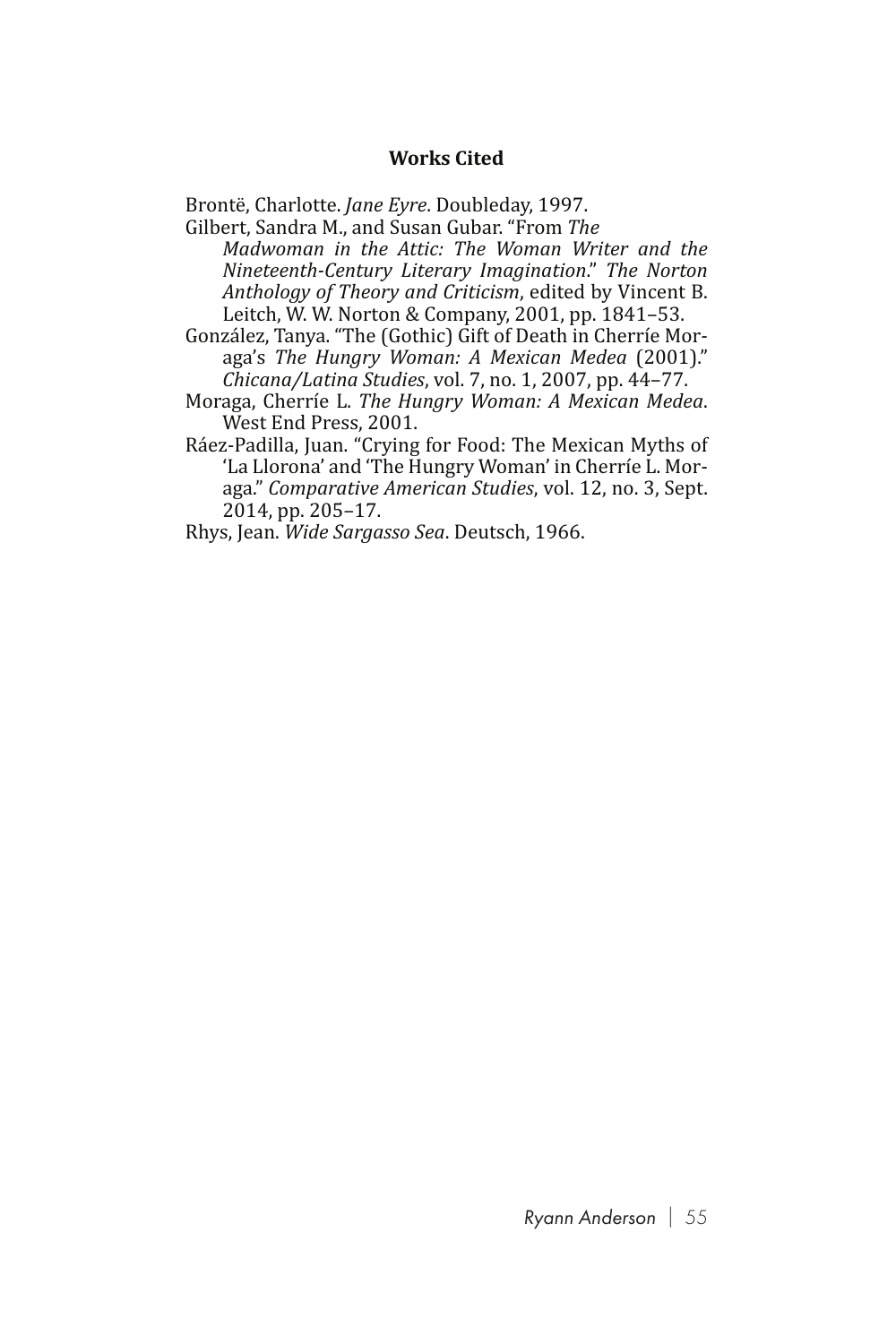## Works Cited

Brontë, Charlotte. *Jane Eyre*. Doubleday, 1997.

Gilbert, Sandra M., and Susan Gubar. "From *The Madwoman in the Attic: The Woman Writer and the Nineteenth-Century Literary Imagination*." *The Norton Anthology of Theory and Criticism*, edited by Vincent B. Leitch, W. W. Norton & Company, 2001, pp. 1841–53.

González, Tanya. "The (Gothic) Gift of Death in Cherríe Moraga's *The Hungry Woman: A Mexican Medea* (2001)." *Chicana/Latina Studies*, vol. 7, no. 1, 2007, pp. 44–77.

Moraga, Cherríe L. *The Hungry Woman: A Mexican Medea*. West End Press, 2001.

Ráez-Padilla, Juan. "Crying for Food: The Mexican Myths of 'La Llorona' and 'The Hungry Woman' in Cherríe L. Moraga." *Comparative American Studies*, vol. 12, no. 3, Sept. 2014, pp. 205–17.

Rhys, Jean. *Wide Sargasso Sea*. Deutsch, 1966.